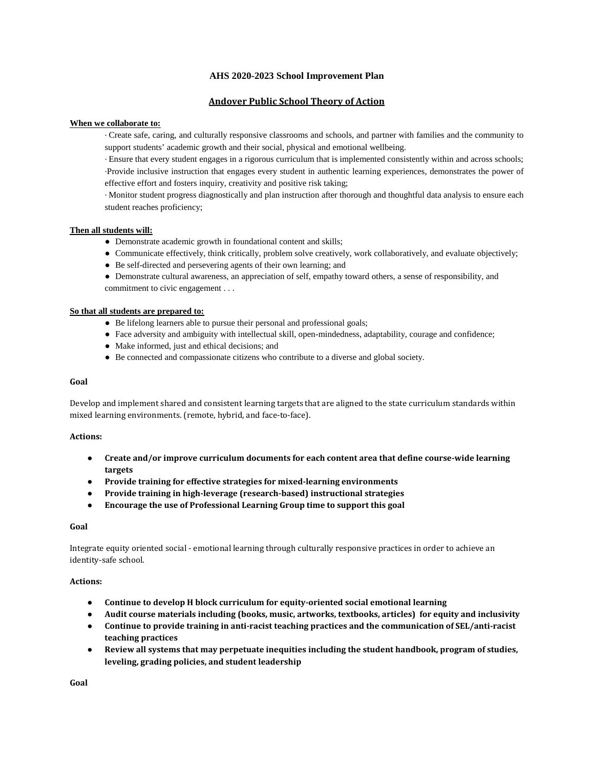# AHS 2020-2023 School Improvement Plan

## Andover Public School Theory of Action

**When we collaborate to:**

· Create safe, caring, and culturally responsive classrooms and schools, and partner with families and the community to support students' academic growth and their social, physical and emotional wellbeing.

· Ensure that every student engages in a rigorous curriculum that is implemented consistently within and across schools;

·Provide inclusive instruction that engages every student in authentic learning experiences, demonstrates the power of effective effort and fosters inquiry, creativity and positive risk taking;

· Monitor student progress diagnostically and plan instruction after thorough and thoughtful data analysis to ensure each student reaches proficiency;

**Then all students will:**

- Demonstrate academic growth in foundational content and skills;
- Communicate effectively, think critically, problem solve creatively, work collaboratively, and evaluate objectively;
- Be self-directed and persevering agents of their own learning; and
- Demonstrate cultural awareness, an appreciation of self, empathy toward others, a sense of responsibility, and commitment to civic engagement . . .

**So that all students are prepared to:**

- Be lifelong learners able to pursue their personal and professional goals;
- Face adversity and ambiguity with intellectual skill, open-mindedness, adaptability, courage and confidence;
- Make informed, just and ethical decisions; and
- Be connected and compassionate citizens who contribute to a diverse and global society.

**Goal**

Develop and implement shared and consistent learning targets that are aligned to the state curriculum standards within mixed learning environments. (remote, hybrid, and face-to-face).

**Actions:**

- **Create and/or improve curriculum documents for each content area that define course-wide learning targets**
- **Provide training for effective strategies for mixed-learning environments**
- **Provide training in high-leverage (research-based) instructional strategies**
- **Encourage the use of Professional Learning Group time to support this goal**

**Goal**

Integrate equity oriented social - emotional learning through culturally responsive practices in order to achieve an identity-safe school.

**Actions:**

- **Continue to develop H block curriculum for equity-oriented social emotional learning**
- **Audit course materials including (books, music, artworks, textbooks, articles) for equity and inclusivity**
- **Continue to provide training in anti-racist teaching practices and the communication of SEL/anti-racist teaching practices**
- **Review all systems that may perpetuate inequities including the student handbook, program of studies, leveling, grading policies, and student leadership**

**Goal**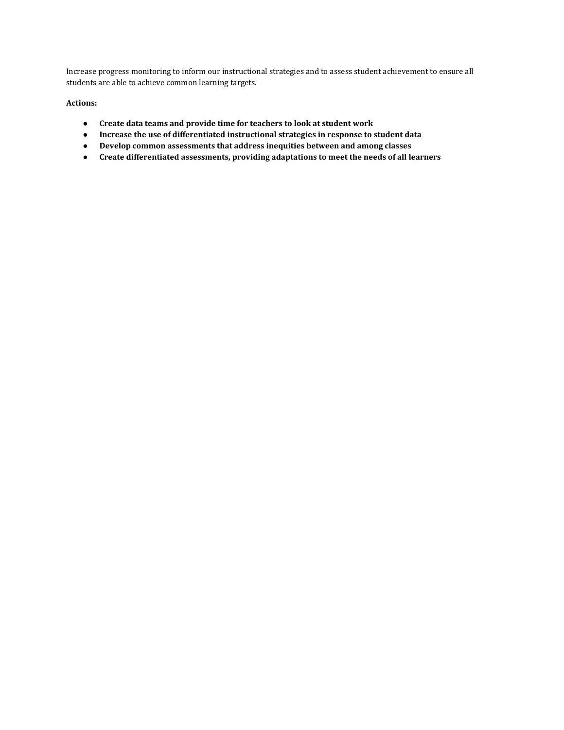Increase progress monitoring to inform our instructional strategies and to assess student achievement to ensure all students are able to achieve common learning targets.

**Actions:**

- **Create data teams and provide time for teachers to look at student work**
- **Increase the use of differentiated instructional strategies in response to student data**
- **Develop common assessments that address inequities between and among classes**
- **Create differentiated assessments, providing adaptations to meet the needs of all learners**